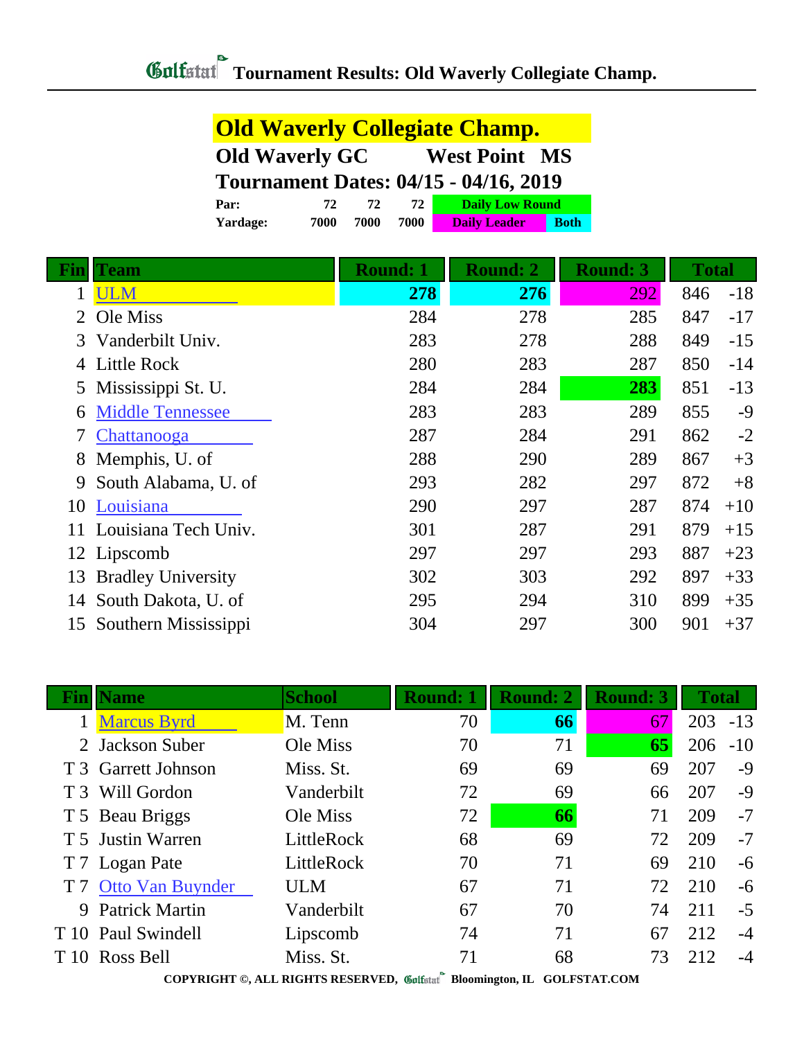# Tournament Results: Old Waverly Collegiate Champ.

## Old Waverly Collegiate Champ.

**Old Waverly GC West Point MS**

**Tournament Dates: 04/15 - 04/16, 2019**

| | | | | |
|---|---|---|---|---|
| **Par:** | 72 | 72 | 72 | Daily Low Round |
| **Yardage:** | 7000 | 7000 | 7000 | Daily Leader / Both |

| Fin | Team | Round: 1 | Round: 2 | Round: 3 | Total | |
|---|---|---|---|---|---|---|
| 1 | ULM | 278 | 276 | 292 | 846 | -18 |
| 2 | Ole Miss | 284 | 278 | 285 | 847 | -17 |
| 3 | Vanderbilt Univ. | 283 | 278 | 288 | 849 | -15 |
| 4 | Little Rock | 280 | 283 | 287 | 850 | -14 |
| 5 | Mississippi St. U. | 284 | 284 | 283 | 851 | -13 |
| 6 | Middle Tennessee | 283 | 283 | 289 | 855 | -9 |
| 7 | Chattanooga | 287 | 284 | 291 | 862 | -2 |
| 8 | Memphis, U. of | 288 | 290 | 289 | 867 | +3 |
| 9 | South Alabama, U. of | 293 | 282 | 297 | 872 | +8 |
| 10 | Louisiana | 290 | 297 | 287 | 874 | +10 |
| 11 | Louisiana Tech Univ. | 301 | 287 | 291 | 879 | +15 |
| 12 | Lipscomb | 297 | 297 | 293 | 887 | +23 |
| 13 | Bradley University | 302 | 303 | 292 | 897 | +33 |
| 14 | South Dakota, U. of | 295 | 294 | 310 | 899 | +35 |
| 15 | Southern Mississippi | 304 | 297 | 300 | 901 | +37 |

| Fin | Name | School | Round: 1 | Round: 2 | Round: 3 | Total | |
|---|---|---|---|---|---|---|---|
| 1 | Marcus Byrd | M. Tenn | 70 | 66 | 67 | 203 | -13 |
| 2 | Jackson Suber | Ole Miss | 70 | 71 | 65 | 206 | -10 |
| T 3 | Garrett Johnson | Miss. St. | 69 | 69 | 69 | 207 | -9 |
| T 3 | Will Gordon | Vanderbilt | 72 | 69 | 66 | 207 | -9 |
| T 5 | Beau Briggs | Ole Miss | 72 | 66 | 71 | 209 | -7 |
| T 5 | Justin Warren | LittleRock | 68 | 69 | 72 | 209 | -7 |
| T 7 | Logan Pate | LittleRock | 70 | 71 | 69 | 210 | -6 |
| T 7 | Otto Van Buynder | ULM | 67 | 71 | 72 | 210 | -6 |
| 9 | Patrick Martin | Vanderbilt | 67 | 70 | 74 | 211 | -5 |
| T 10 | Paul Swindell | Lipscomb | 74 | 71 | 67 | 212 | -4 |
| T 10 | Ross Bell | Miss. St. | 71 | 68 | 73 | 212 | -4 |

COPYRIGHT ©, ALL RIGHTS RESERVED, Golfstat Bloomington, IL GOLFSTAT.COM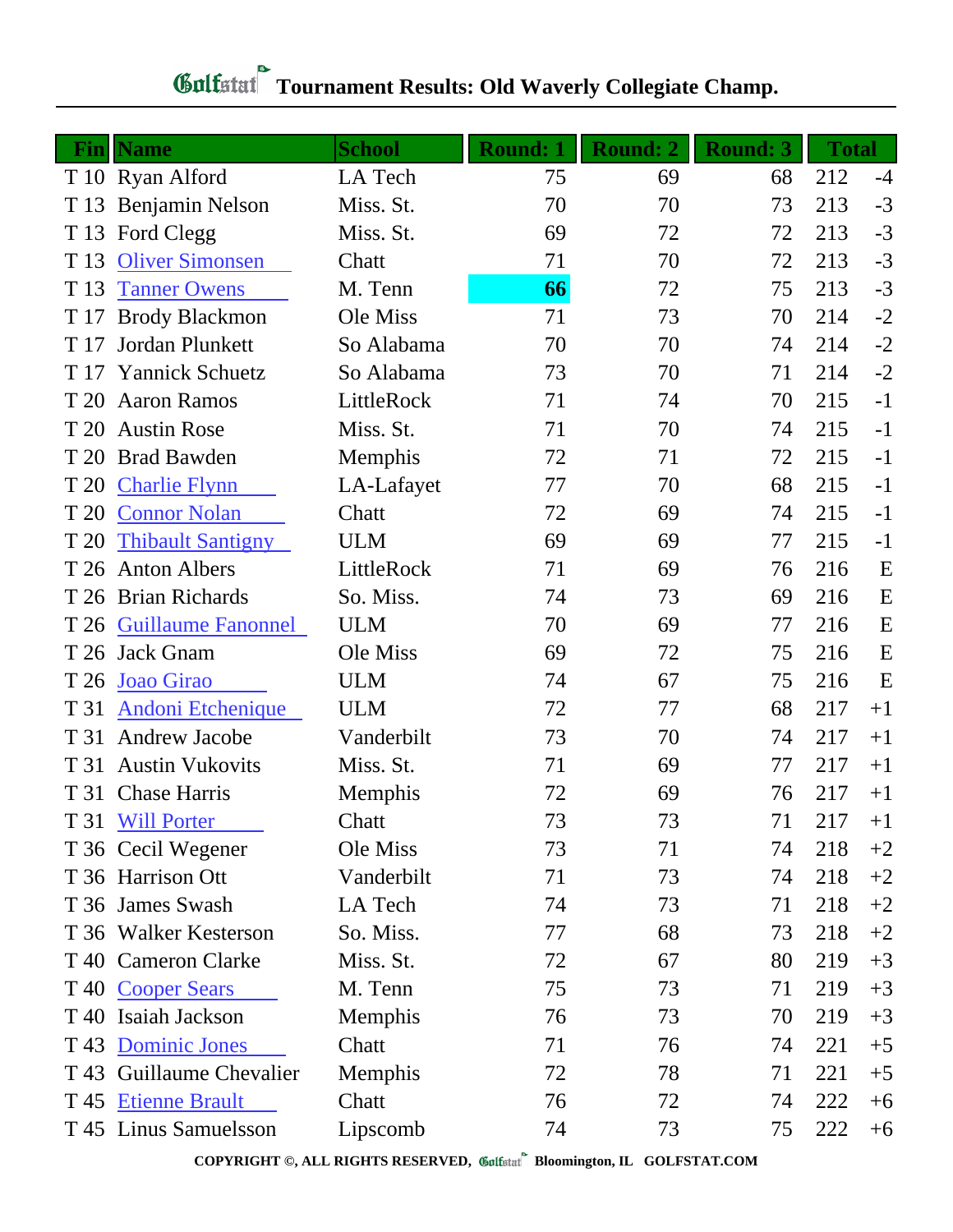# Tournament Results: Old Waverly Collegiate Champ.

| Fin | Name | School | Round: 1 | Round: 2 | Round: 3 | Total | |
|---|---|---|---|---|---|---|---|
| T 10 | Ryan Alford | LA Tech | 75 | 69 | 68 | 212 | -4 |
| T 13 | Benjamin Nelson | Miss. St. | 70 | 70 | 73 | 213 | -3 |
| T 13 | Ford Clegg | Miss. St. | 69 | 72 | 72 | 213 | -3 |
| T 13 | Oliver Simonsen | Chatt | 71 | 70 | 72 | 213 | -3 |
| T 13 | Tanner Owens | M. Tenn | **66** | 72 | 75 | 213 | -3 |
| T 17 | Brody Blackmon | Ole Miss | 71 | 73 | 70 | 214 | -2 |
| T 17 | Jordan Plunkett | So Alabama | 70 | 70 | 74 | 214 | -2 |
| T 17 | Yannick Schuetz | So Alabama | 73 | 70 | 71 | 214 | -2 |
| T 20 | Aaron Ramos | LittleRock | 71 | 74 | 70 | 215 | -1 |
| T 20 | Austin Rose | Miss. St. | 71 | 70 | 74 | 215 | -1 |
| T 20 | Brad Bawden | Memphis | 72 | 71 | 72 | 215 | -1 |
| T 20 | Charlie Flynn | LA-Lafayet | 77 | 70 | 68 | 215 | -1 |
| T 20 | Connor Nolan | Chatt | 72 | 69 | 74 | 215 | -1 |
| T 20 | Thibault Santigny | ULM | 69 | 69 | 77 | 215 | -1 |
| T 26 | Anton Albers | LittleRock | 71 | 69 | 76 | 216 | E |
| T 26 | Brian Richards | So. Miss. | 74 | 73 | 69 | 216 | E |
| T 26 | Guillaume Fanonnel | ULM | 70 | 69 | 77 | 216 | E |
| T 26 | Jack Gnam | Ole Miss | 69 | 72 | 75 | 216 | E |
| T 26 | Joao Girao | ULM | 74 | 67 | 75 | 216 | E |
| T 31 | Andoni Etchenique | ULM | 72 | 77 | 68 | 217 | +1 |
| T 31 | Andrew Jacobe | Vanderbilt | 73 | 70 | 74 | 217 | +1 |
| T 31 | Austin Vukovits | Miss. St. | 71 | 69 | 77 | 217 | +1 |
| T 31 | Chase Harris | Memphis | 72 | 69 | 76 | 217 | +1 |
| T 31 | Will Porter | Chatt | 73 | 73 | 71 | 217 | +1 |
| T 36 | Cecil Wegener | Ole Miss | 73 | 71 | 74 | 218 | +2 |
| T 36 | Harrison Ott | Vanderbilt | 71 | 73 | 74 | 218 | +2 |
| T 36 | James Swash | LA Tech | 74 | 73 | 71 | 218 | +2 |
| T 36 | Walker Kesterson | So. Miss. | 77 | 68 | 73 | 218 | +2 |
| T 40 | Cameron Clarke | Miss. St. | 72 | 67 | 80 | 219 | +3 |
| T 40 | Cooper Sears | M. Tenn | 75 | 73 | 71 | 219 | +3 |
| T 40 | Isaiah Jackson | Memphis | 76 | 73 | 70 | 219 | +3 |
| T 43 | Dominic Jones | Chatt | 71 | 76 | 74 | 221 | +5 |
| T 43 | Guillaume Chevalier | Memphis | 72 | 78 | 71 | 221 | +5 |
| T 45 | Etienne Brault | Chatt | 76 | 72 | 74 | 222 | +6 |
| T 45 | Linus Samuelsson | Lipscomb | 74 | 73 | 75 | 222 | +6 |

COPYRIGHT ©, ALL RIGHTS RESERVED, Golfstat Bloomington, IL GOLFSTAT.COM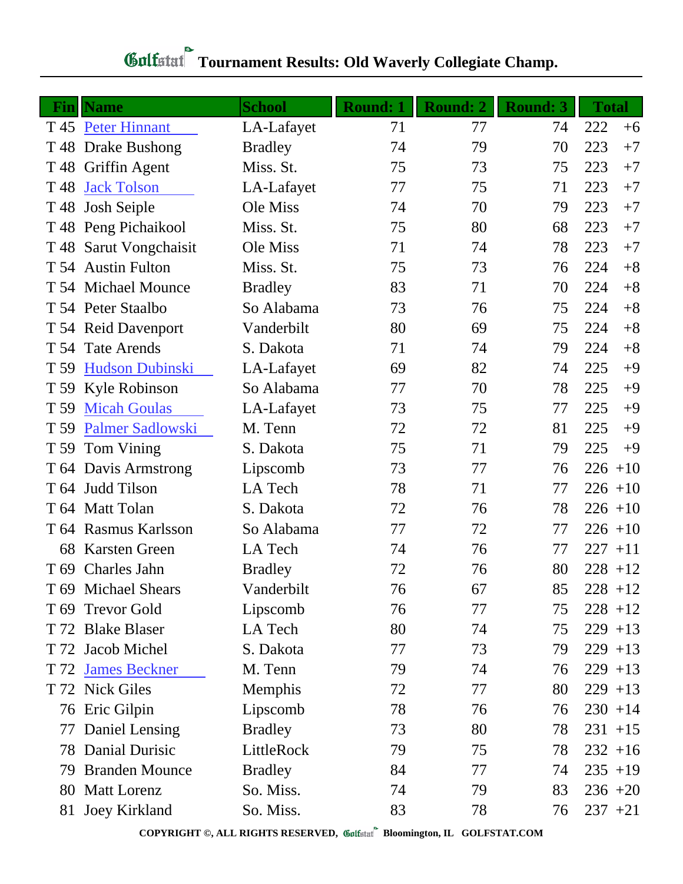# Golfstat Tournament Results: Old Waverly Collegiate Champ.

| Fin | Name | School | Round: 1 | Round: 2 | Round: 3 | Total | |
|---|---|---|---|---|---|---|---|
| T 45 | Peter Hinnant | LA-Lafayet | 71 | 77 | 74 | 222 | +6 |
| T 48 | Drake Bushong | Bradley | 74 | 79 | 70 | 223 | +7 |
| T 48 | Griffin Agent | Miss. St. | 75 | 73 | 75 | 223 | +7 |
| T 48 | Jack Tolson | LA-Lafayet | 77 | 75 | 71 | 223 | +7 |
| T 48 | Josh Seiple | Ole Miss | 74 | 70 | 79 | 223 | +7 |
| T 48 | Peng Pichaikool | Miss. St. | 75 | 80 | 68 | 223 | +7 |
| T 48 | Sarut Vongchaisit | Ole Miss | 71 | 74 | 78 | 223 | +7 |
| T 54 | Austin Fulton | Miss. St. | 75 | 73 | 76 | 224 | +8 |
| T 54 | Michael Mounce | Bradley | 83 | 71 | 70 | 224 | +8 |
| T 54 | Peter Staalbo | So Alabama | 73 | 76 | 75 | 224 | +8 |
| T 54 | Reid Davenport | Vanderbilt | 80 | 69 | 75 | 224 | +8 |
| T 54 | Tate Arends | S. Dakota | 71 | 74 | 79 | 224 | +8 |
| T 59 | Hudson Dubinski | LA-Lafayet | 69 | 82 | 74 | 225 | +9 |
| T 59 | Kyle Robinson | So Alabama | 77 | 70 | 78 | 225 | +9 |
| T 59 | Micah Goulas | LA-Lafayet | 73 | 75 | 77 | 225 | +9 |
| T 59 | Palmer Sadlowski | M. Tenn | 72 | 72 | 81 | 225 | +9 |
| T 59 | Tom Vining | S. Dakota | 75 | 71 | 79 | 225 | +9 |
| T 64 | Davis Armstrong | Lipscomb | 73 | 77 | 76 | 226 | +10 |
| T 64 | Judd Tilson | LA Tech | 78 | 71 | 77 | 226 | +10 |
| T 64 | Matt Tolan | S. Dakota | 72 | 76 | 78 | 226 | +10 |
| T 64 | Rasmus Karlsson | So Alabama | 77 | 72 | 77 | 226 | +10 |
| 68 | Karsten Green | LA Tech | 74 | 76 | 77 | 227 | +11 |
| T 69 | Charles Jahn | Bradley | 72 | 76 | 80 | 228 | +12 |
| T 69 | Michael Shears | Vanderbilt | 76 | 67 | 85 | 228 | +12 |
| T 69 | Trevor Gold | Lipscomb | 76 | 77 | 75 | 228 | +12 |
| T 72 | Blake Blaser | LA Tech | 80 | 74 | 75 | 229 | +13 |
| T 72 | Jacob Michel | S. Dakota | 77 | 73 | 79 | 229 | +13 |
| T 72 | James Beckner | M. Tenn | 79 | 74 | 76 | 229 | +13 |
| T 72 | Nick Giles | Memphis | 72 | 77 | 80 | 229 | +13 |
| 76 | Eric Gilpin | Lipscomb | 78 | 76 | 76 | 230 | +14 |
| 77 | Daniel Lensing | Bradley | 73 | 80 | 78 | 231 | +15 |
| 78 | Danial Durisic | LittleRock | 79 | 75 | 78 | 232 | +16 |
| 79 | Branden Mounce | Bradley | 84 | 77 | 74 | 235 | +19 |
| 80 | Matt Lorenz | So. Miss. | 74 | 79 | 83 | 236 | +20 |
| 81 | Joey Kirkland | So. Miss. | 83 | 78 | 76 | 237 | +21 |

COPYRIGHT ©, ALL RIGHTS RESERVED, Golfstat Bloomington, IL GOLFSTAT.COM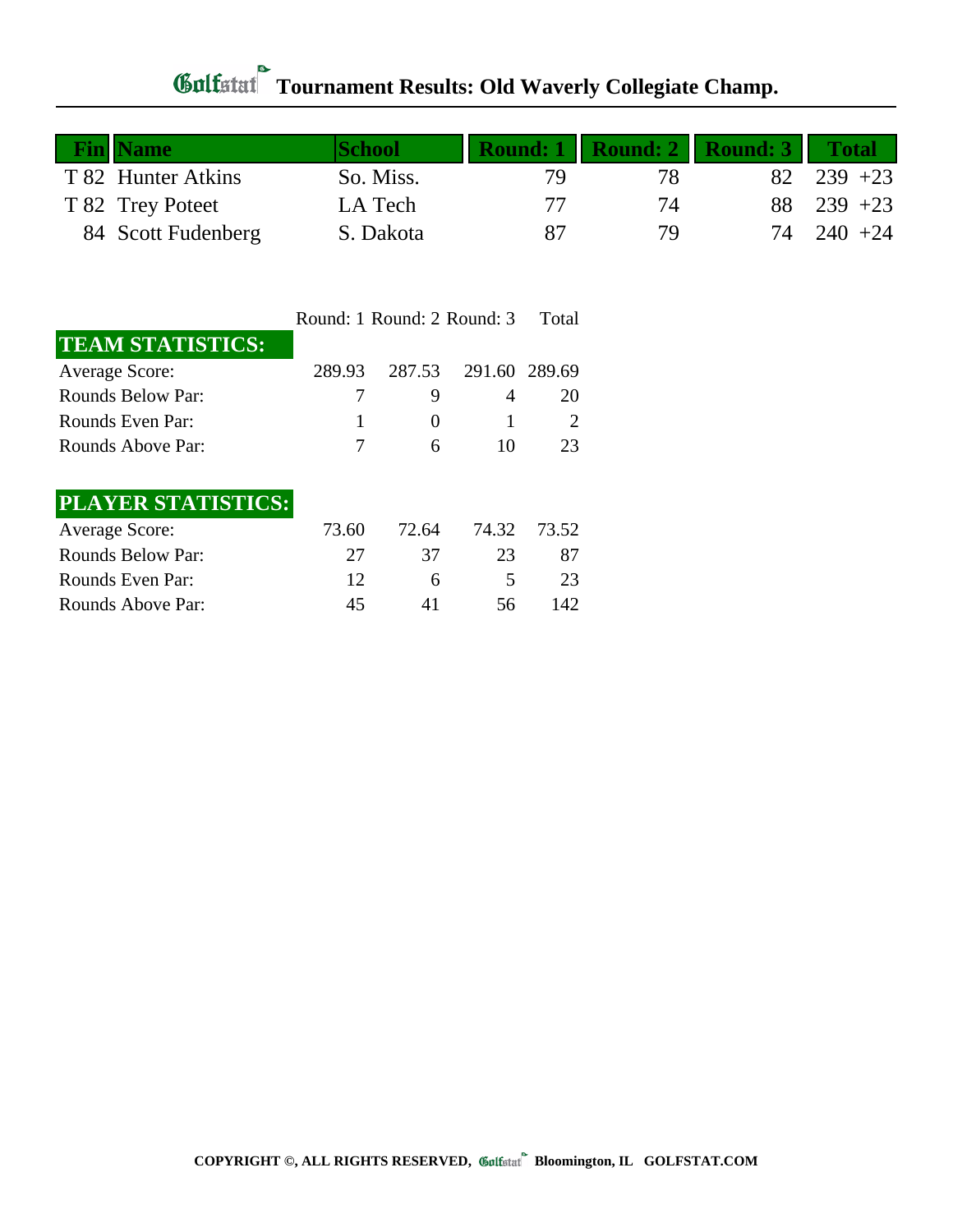# Tournament Results: Old Waverly Collegiate Champ.

| Fin | Name | School | Round: 1 | Round: 2 | Round: 3 | Total |
|---|---|---|---|---|---|---|
| T 82 | Hunter Atkins | So. Miss. | 79 | 78 | 82 | 239 +23 |
| T 82 | Trey Poteet | LA Tech | 77 | 74 | 88 | 239 +23 |
| 84 | Scott Fudenberg | S. Dakota | 87 | 79 | 74 | 240 +24 |

| TEAM STATISTICS: | Round: 1 | Round: 2 | Round: 3 | Total |
|---|---|---|---|---|
| Average Score: | 289.93 | 287.53 | 291.60 | 289.69 |
| Rounds Below Par: | 7 | 9 | 4 | 20 |
| Rounds Even Par: | 1 | 0 | 1 | 2 |
| Rounds Above Par: | 7 | 6 | 10 | 23 |

| PLAYER STATISTICS: | Round: 1 | Round: 2 | Round: 3 | Total |
|---|---|---|---|---|
| Average Score: | 73.60 | 72.64 | 74.32 | 73.52 |
| Rounds Below Par: | 27 | 37 | 23 | 87 |
| Rounds Even Par: | 12 | 6 | 5 | 23 |
| Rounds Above Par: | 45 | 41 | 56 | 142 |

COPYRIGHT ©, ALL RIGHTS RESERVED, Golfstat Bloomington, IL GOLFSTAT.COM